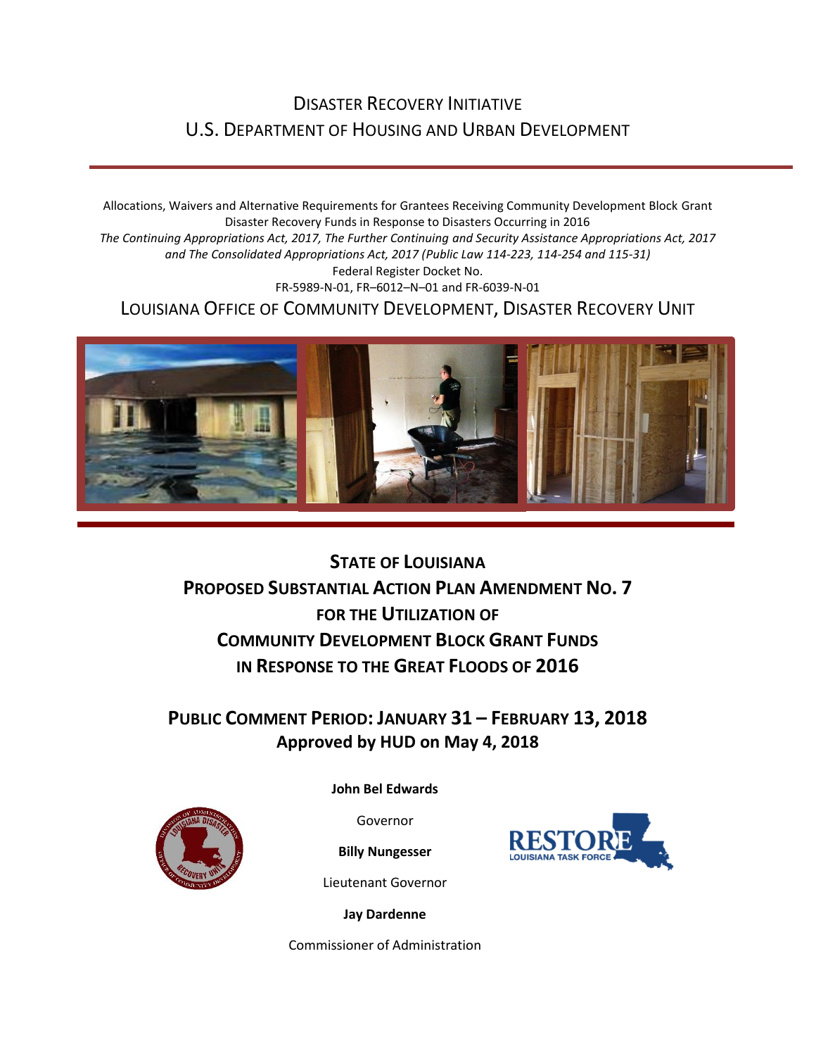# Disaster Recovery Initiative
# U.S. Department of Housing and Urban Development

Allocations, Waivers and Alternative Requirements for Grantees Receiving Community Development Block Grant Disaster Recovery Funds in Response to Disasters Occurring in 2016

*The Continuing Appropriations Act, 2017, The Further Continuing and Security Assistance Appropriations Act, 2017 and The Consolidated Appropriations Act, 2017 (Public Law 114-223, 114-254 and 115-31)*

Federal Register Docket No.

FR-5989-N-01, FR–6012–N–01 and FR-6039-N-01

## Louisiana Office of Community Development, Disaster Recovery Unit

# State of Louisiana
# Proposed Substantial Action Plan Amendment No. 7
# for the Utilization of
# Community Development Block Grant Funds
# in Response to the Great Floods of 2016

## Public Comment Period: January 31 – February 13, 2018
## Approved by HUD on May 4, 2018

**John Bel Edwards**

Governor

**Billy Nungesser**

Lieutenant Governor

**Jay Dardenne**

Commissioner of Administration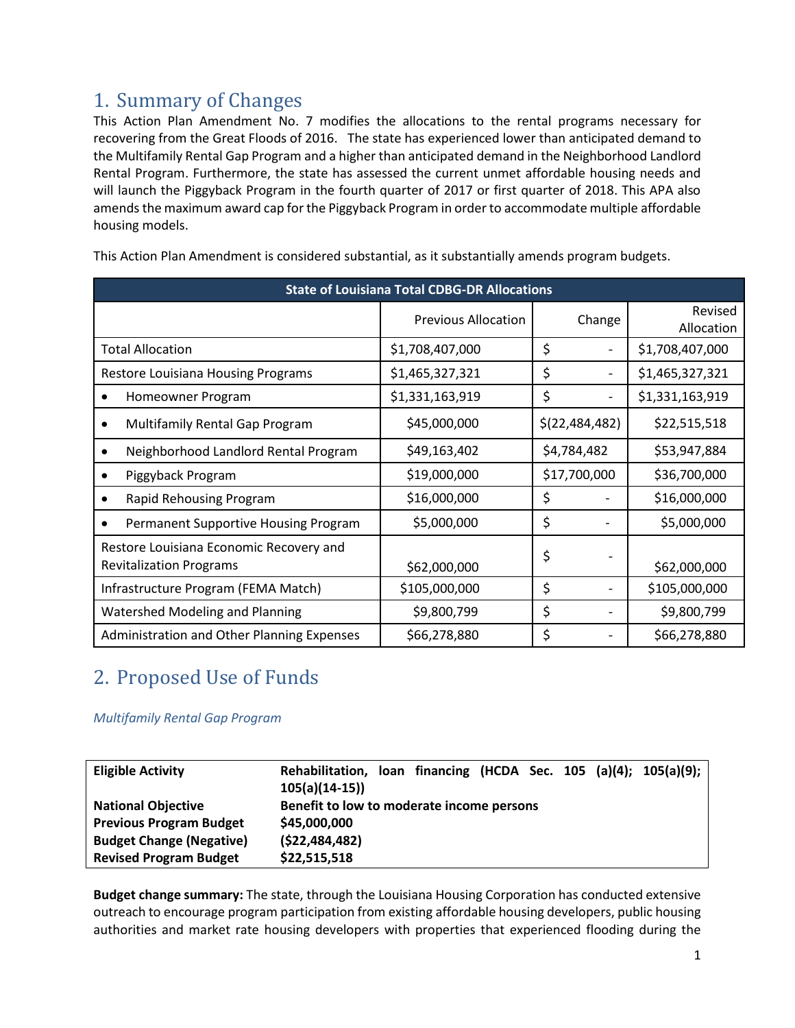## 1. Summary of Changes

This Action Plan Amendment No. 7 modifies the allocations to the rental programs necessary for recovering from the Great Floods of 2016. The state has experienced lower than anticipated demand to the Multifamily Rental Gap Program and a higher than anticipated demand in the Neighborhood Landlord Rental Program. Furthermore, the state has assessed the current unmet affordable housing needs and will launch the Piggyback Program in the fourth quarter of 2017 or first quarter of 2018. This APA also amends the maximum award cap for the Piggyback Program in order to accommodate multiple affordable housing models.

This Action Plan Amendment is considered substantial, as it substantially amends program budgets.

| State of Louisiana Total CDBG-DR Allocations | | | |
|---|---|---|---|
| | Previous Allocation | Change | Revised Allocation |
| Total Allocation | $1,708,407,000 | $ - | $1,708,407,000 |
| Restore Louisiana Housing Programs | $1,465,327,321 | $ - | $1,465,327,321 |
| • Homeowner Program | $1,331,163,919 | $ - | $1,331,163,919 |
| • Multifamily Rental Gap Program | $45,000,000 | $(22,484,482) | $22,515,518 |
| • Neighborhood Landlord Rental Program | $49,163,402 | $4,784,482 | $53,947,884 |
| • Piggyback Program | $19,000,000 | $17,700,000 | $36,700,000 |
| • Rapid Rehousing Program | $16,000,000 | $ - | $16,000,000 |
| • Permanent Supportive Housing Program | $5,000,000 | $ - | $5,000,000 |
| Restore Louisiana Economic Recovery and Revitalization Programs | $62,000,000 | $ - | $62,000,000 |
| Infrastructure Program (FEMA Match) | $105,000,000 | $ - | $105,000,000 |
| Watershed Modeling and Planning | $9,800,799 | $ - | $9,800,799 |
| Administration and Other Planning Expenses | $66,278,880 | $ - | $66,278,880 |

## 2. Proposed Use of Funds

*Multifamily Rental Gap Program*

| | |
|---|---|
| **Eligible Activity** | **Rehabilitation, loan financing (HCDA Sec. 105 (a)(4); 105(a)(9); 105(a)(14-15))** |
| **National Objective** | **Benefit to low to moderate income persons** |
| **Previous Program Budget** | **$45,000,000** |
| **Budget Change (Negative)** | **($22,484,482)** |
| **Revised Program Budget** | **$22,515,518** |

**Budget change summary:** The state, through the Louisiana Housing Corporation has conducted extensive outreach to encourage program participation from existing affordable housing developers, public housing authorities and market rate housing developers with properties that experienced flooding during the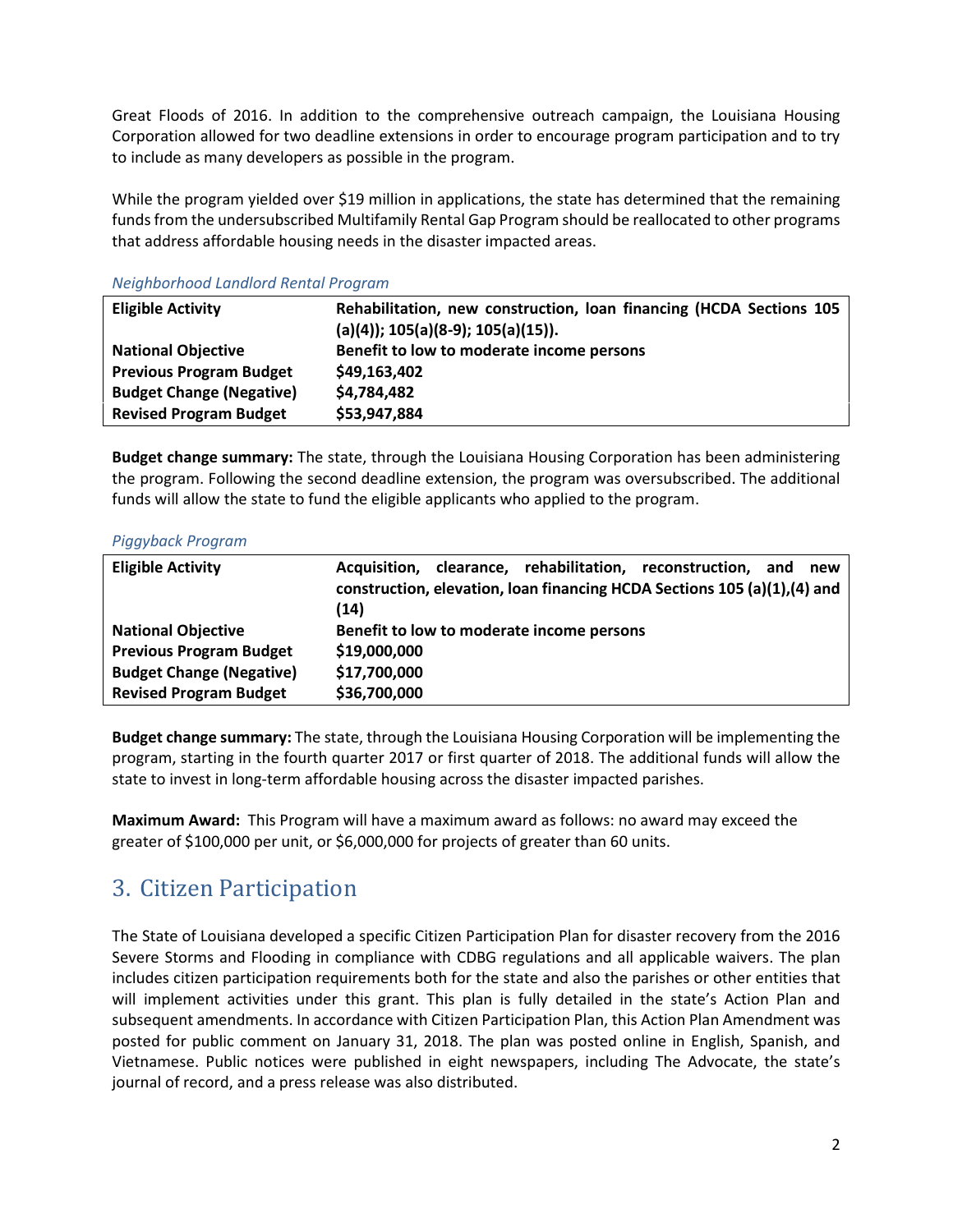Great Floods of 2016. In addition to the comprehensive outreach campaign, the Louisiana Housing Corporation allowed for two deadline extensions in order to encourage program participation and to try to include as many developers as possible in the program.

While the program yielded over $19 million in applications, the state has determined that the remaining funds from the undersubscribed Multifamily Rental Gap Program should be reallocated to other programs that address affordable housing needs in the disaster impacted areas.

*Neighborhood Landlord Rental Program*

| | |
|---|---|
| **Eligible Activity** | **Rehabilitation, new construction, loan financing (HCDA Sections 105 (a)(4)); 105(a)(8-9); 105(a)(15)).** |
| **National Objective** | **Benefit to low to moderate income persons** |
| **Previous Program Budget** | **$49,163,402** |
| **Budget Change (Negative)** | **$4,784,482** |
| **Revised Program Budget** | **$53,947,884** |

**Budget change summary:** The state, through the Louisiana Housing Corporation has been administering the program. Following the second deadline extension, the program was oversubscribed. The additional funds will allow the state to fund the eligible applicants who applied to the program.

*Piggyback Program*

| | |
|---|---|
| **Eligible Activity** | **Acquisition, clearance, rehabilitation, reconstruction, and new construction, elevation, loan financing HCDA Sections 105 (a)(1),(4) and (14)** |
| **National Objective** | **Benefit to low to moderate income persons** |
| **Previous Program Budget** | **$19,000,000** |
| **Budget Change (Negative)** | **$17,700,000** |
| **Revised Program Budget** | **$36,700,000** |

**Budget change summary:** The state, through the Louisiana Housing Corporation will be implementing the program, starting in the fourth quarter 2017 or first quarter of 2018. The additional funds will allow the state to invest in long-term affordable housing across the disaster impacted parishes.

**Maximum Award:** This Program will have a maximum award as follows: no award may exceed the greater of $100,000 per unit, or $6,000,000 for projects of greater than 60 units.

## 3. Citizen Participation

The State of Louisiana developed a specific Citizen Participation Plan for disaster recovery from the 2016 Severe Storms and Flooding in compliance with CDBG regulations and all applicable waivers. The plan includes citizen participation requirements both for the state and also the parishes or other entities that will implement activities under this grant. This plan is fully detailed in the state's Action Plan and subsequent amendments. In accordance with Citizen Participation Plan, this Action Plan Amendment was posted for public comment on January 31, 2018. The plan was posted online in English, Spanish, and Vietnamese. Public notices were published in eight newspapers, including The Advocate, the state's journal of record, and a press release was also distributed.